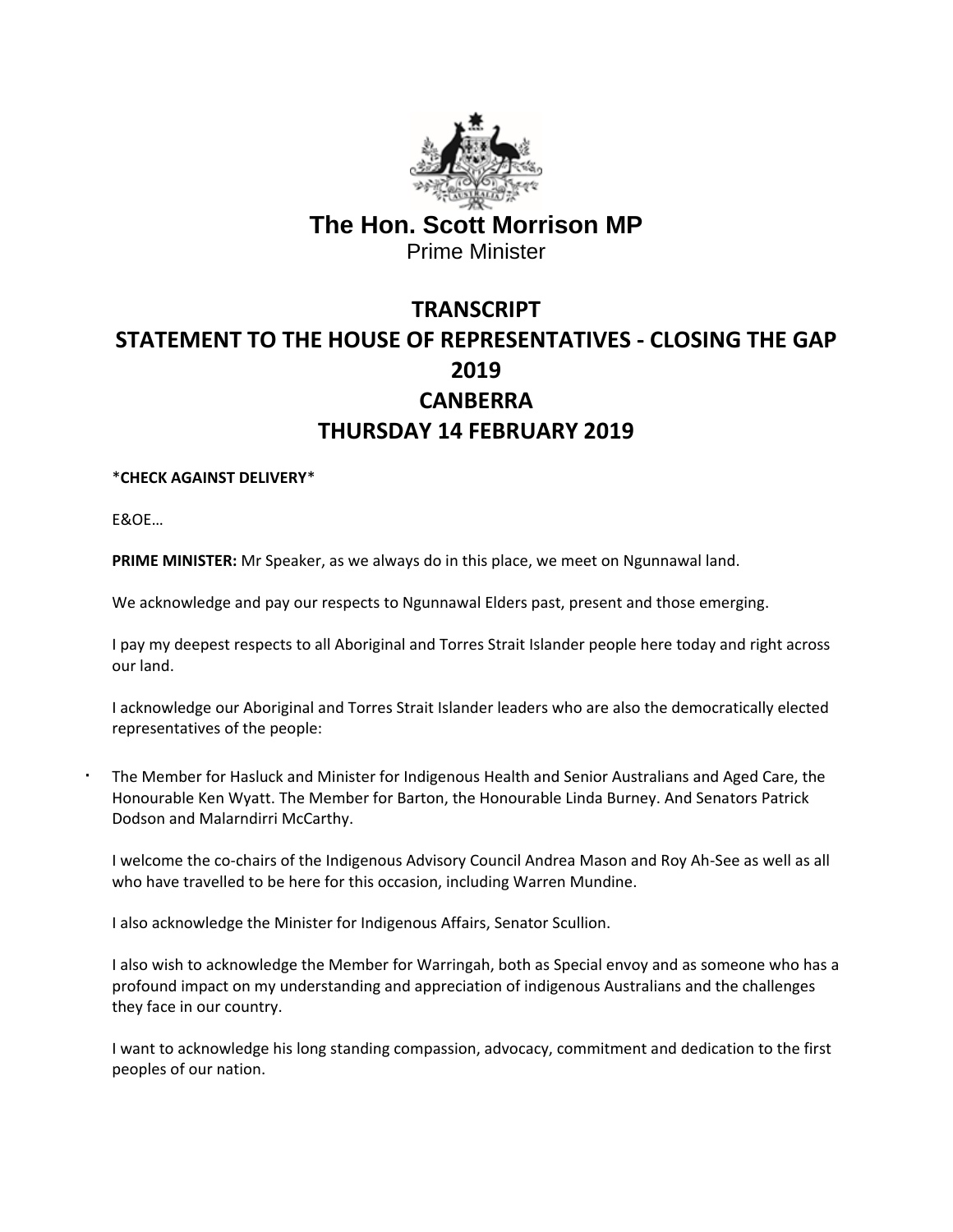# The Hon. Scott Morrison MP

Prime Minister

## TRANSCRIPT
## STATEMENT TO THE HOUSE OF REPRESENTATIVES - CLOSING THE GAP 2019
## CANBERRA
## THURSDAY 14 FEBRUARY 2019

*__CHECK AGAINST DELIVERY__*

E&OE…

**PRIME MINISTER:** Mr Speaker, as we always do in this place, we meet on Ngunnawal land.

We acknowledge and pay our respects to Ngunnawal Elders past, present and those emerging.

I pay my deepest respects to all Aboriginal and Torres Strait Islander people here today and right across our land.

I acknowledge our Aboriginal and Torres Strait Islander leaders who are also the democratically elected representatives of the people:

- The Member for Hasluck and Minister for Indigenous Health and Senior Australians and Aged Care, the Honourable Ken Wyatt. The Member for Barton, the Honourable Linda Burney. And Senators Patrick Dodson and Malarndirri McCarthy.

I welcome the co-chairs of the Indigenous Advisory Council Andrea Mason and Roy Ah-See as well as all who have travelled to be here for this occasion, including Warren Mundine.

I also acknowledge the Minister for Indigenous Affairs, Senator Scullion.

I also wish to acknowledge the Member for Warringah, both as Special envoy and as someone who has a profound impact on my understanding and appreciation of indigenous Australians and the challenges they face in our country.

I want to acknowledge his long standing compassion, advocacy, commitment and dedication to the first peoples of our nation.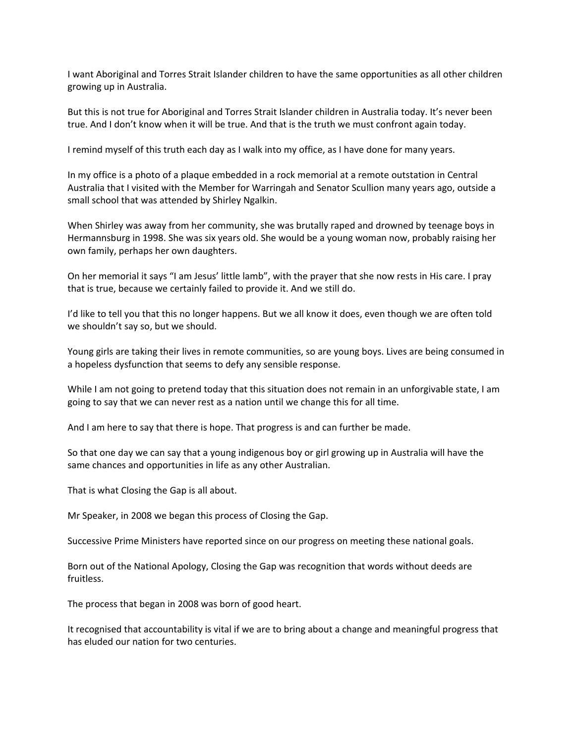I want Aboriginal and Torres Strait Islander children to have the same opportunities as all other children growing up in Australia.

But this is not true for Aboriginal and Torres Strait Islander children in Australia today. It's never been true. And I don't know when it will be true. And that is the truth we must confront again today.

I remind myself of this truth each day as I walk into my office, as I have done for many years.

In my office is a photo of a plaque embedded in a rock memorial at a remote outstation in Central Australia that I visited with the Member for Warringah and Senator Scullion many years ago, outside a small school that was attended by Shirley Ngalkin.

When Shirley was away from her community, she was brutally raped and drowned by teenage boys in Hermannsburg in 1998. She was six years old. She would be a young woman now, probably raising her own family, perhaps her own daughters.

On her memorial it says "I am Jesus' little lamb", with the prayer that she now rests in His care. I pray that is true, because we certainly failed to provide it. And we still do.

I'd like to tell you that this no longer happens. But we all know it does, even though we are often told we shouldn't say so, but we should.

Young girls are taking their lives in remote communities, so are young boys. Lives are being consumed in a hopeless dysfunction that seems to defy any sensible response.

While I am not going to pretend today that this situation does not remain in an unforgivable state, I am going to say that we can never rest as a nation until we change this for all time.

And I am here to say that there is hope. That progress is and can further be made.

So that one day we can say that a young indigenous boy or girl growing up in Australia will have the same chances and opportunities in life as any other Australian.

That is what Closing the Gap is all about.

Mr Speaker, in 2008 we began this process of Closing the Gap.

Successive Prime Ministers have reported since on our progress on meeting these national goals.

Born out of the National Apology, Closing the Gap was recognition that words without deeds are fruitless.

The process that began in 2008 was born of good heart.

It recognised that accountability is vital if we are to bring about a change and meaningful progress that has eluded our nation for two centuries.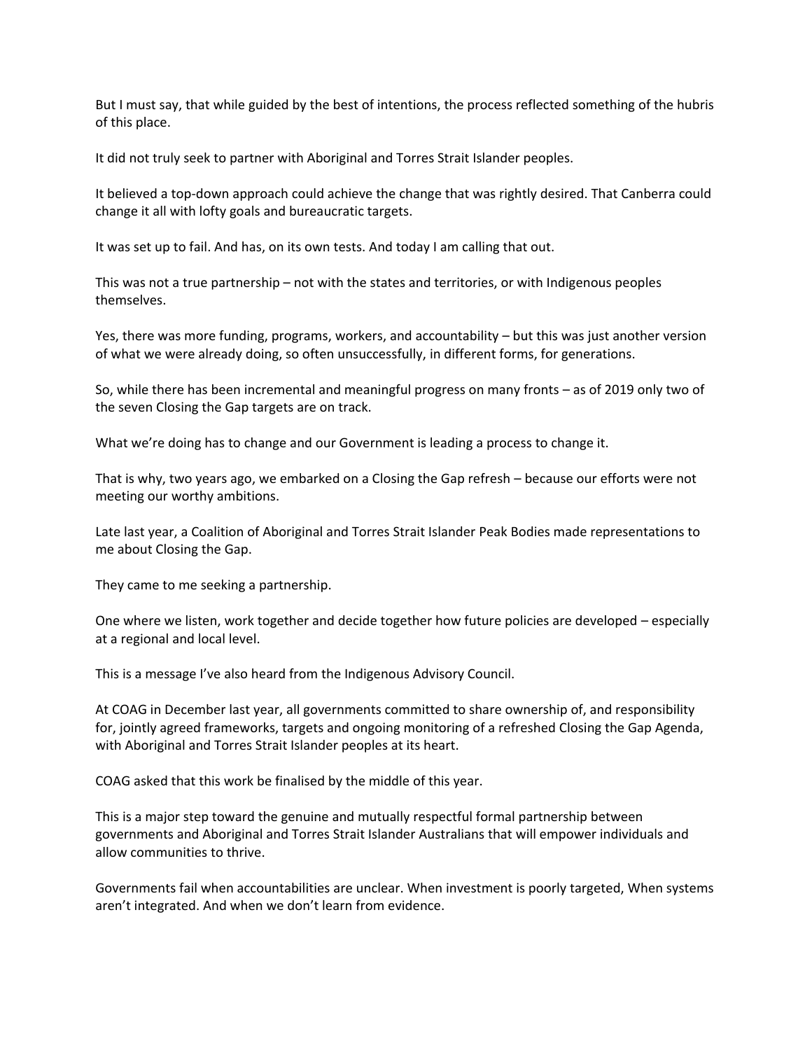But I must say, that while guided by the best of intentions, the process reflected something of the hubris of this place.

It did not truly seek to partner with Aboriginal and Torres Strait Islander peoples.

It believed a top-down approach could achieve the change that was rightly desired. That Canberra could change it all with lofty goals and bureaucratic targets.

It was set up to fail. And has, on its own tests. And today I am calling that out.

This was not a true partnership – not with the states and territories, or with Indigenous peoples themselves.

Yes, there was more funding, programs, workers, and accountability – but this was just another version of what we were already doing, so often unsuccessfully, in different forms, for generations.

So, while there has been incremental and meaningful progress on many fronts – as of 2019 only two of the seven Closing the Gap targets are on track.

What we're doing has to change and our Government is leading a process to change it.

That is why, two years ago, we embarked on a Closing the Gap refresh – because our efforts were not meeting our worthy ambitions.

Late last year, a Coalition of Aboriginal and Torres Strait Islander Peak Bodies made representations to me about Closing the Gap.

They came to me seeking a partnership.

One where we listen, work together and decide together how future policies are developed – especially at a regional and local level.

This is a message I've also heard from the Indigenous Advisory Council.

At COAG in December last year, all governments committed to share ownership of, and responsibility for, jointly agreed frameworks, targets and ongoing monitoring of a refreshed Closing the Gap Agenda, with Aboriginal and Torres Strait Islander peoples at its heart.

COAG asked that this work be finalised by the middle of this year.

This is a major step toward the genuine and mutually respectful formal partnership between governments and Aboriginal and Torres Strait Islander Australians that will empower individuals and allow communities to thrive.

Governments fail when accountabilities are unclear. When investment is poorly targeted, When systems aren't integrated. And when we don't learn from evidence.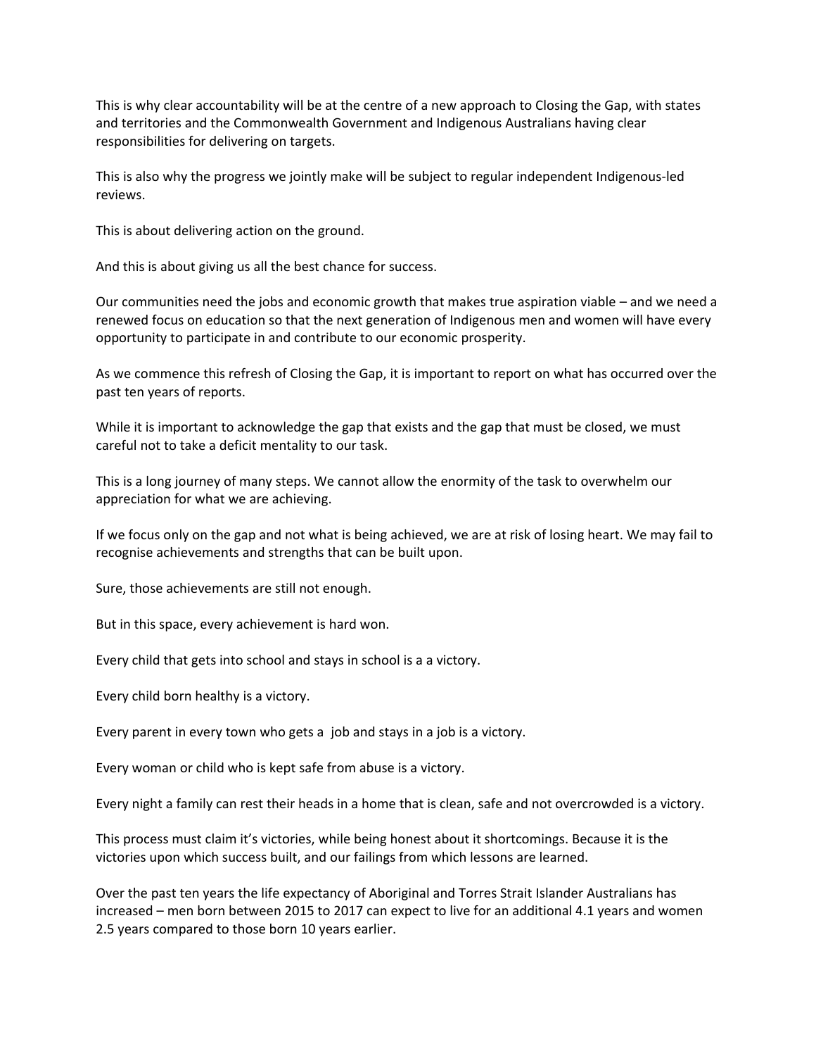This is why clear accountability will be at the centre of a new approach to Closing the Gap, with states and territories and the Commonwealth Government and Indigenous Australians having clear responsibilities for delivering on targets.

This is also why the progress we jointly make will be subject to regular independent Indigenous-led reviews.

This is about delivering action on the ground.

And this is about giving us all the best chance for success.

Our communities need the jobs and economic growth that makes true aspiration viable – and we need a renewed focus on education so that the next generation of Indigenous men and women will have every opportunity to participate in and contribute to our economic prosperity.

As we commence this refresh of Closing the Gap, it is important to report on what has occurred over the past ten years of reports.

While it is important to acknowledge the gap that exists and the gap that must be closed, we must careful not to take a deficit mentality to our task.

This is a long journey of many steps. We cannot allow the enormity of the task to overwhelm our appreciation for what we are achieving.

If we focus only on the gap and not what is being achieved, we are at risk of losing heart. We may fail to recognise achievements and strengths that can be built upon.

Sure, those achievements are still not enough.

But in this space, every achievement is hard won.

Every child that gets into school and stays in school is a a victory.

Every child born healthy is a victory.

Every parent in every town who gets a  job and stays in a job is a victory.

Every woman or child who is kept safe from abuse is a victory.

Every night a family can rest their heads in a home that is clean, safe and not overcrowded is a victory.

This process must claim it's victories, while being honest about it shortcomings. Because it is the victories upon which success built, and our failings from which lessons are learned.

Over the past ten years the life expectancy of Aboriginal and Torres Strait Islander Australians has increased – men born between 2015 to 2017 can expect to live for an additional 4.1 years and women 2.5 years compared to those born 10 years earlier.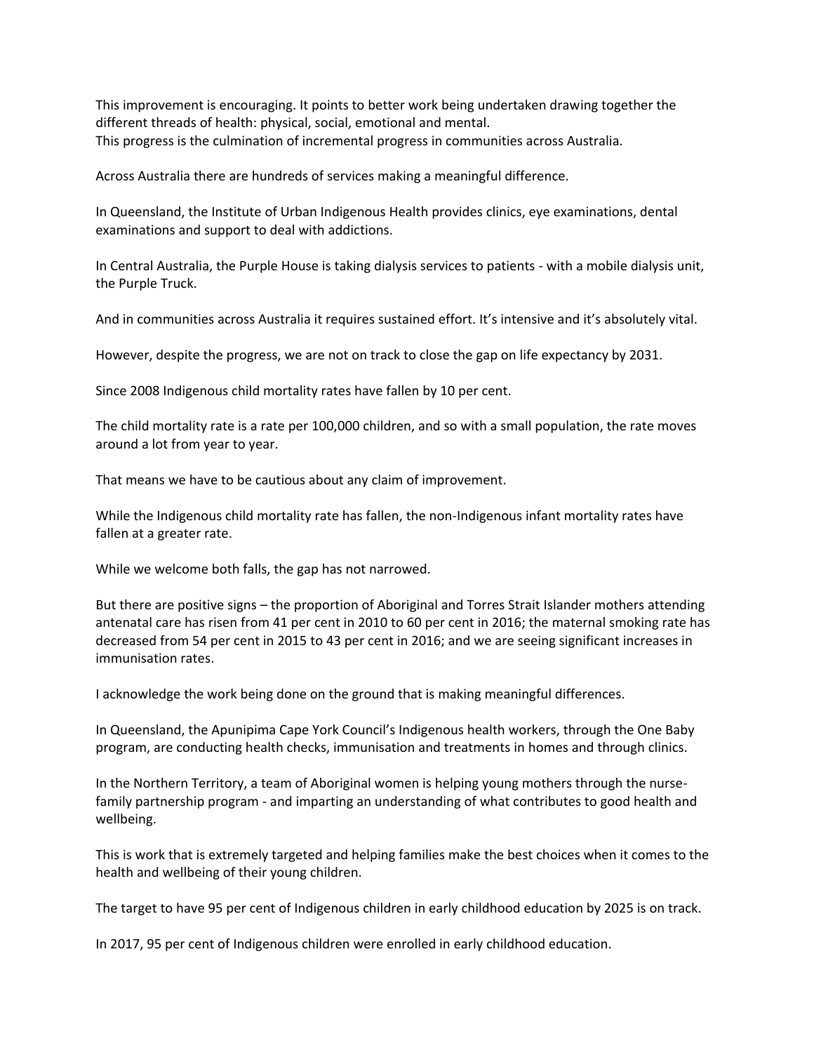This improvement is encouraging. It points to better work being undertaken drawing together the different threads of health: physical, social, emotional and mental.
This progress is the culmination of incremental progress in communities across Australia.

Across Australia there are hundreds of services making a meaningful difference.

In Queensland, the Institute of Urban Indigenous Health provides clinics, eye examinations, dental examinations and support to deal with addictions.

In Central Australia, the Purple House is taking dialysis services to patients - with a mobile dialysis unit, the Purple Truck.

And in communities across Australia it requires sustained effort. It's intensive and it's absolutely vital.

However, despite the progress, we are not on track to close the gap on life expectancy by 2031.

Since 2008 Indigenous child mortality rates have fallen by 10 per cent.

The child mortality rate is a rate per 100,000 children, and so with a small population, the rate moves around a lot from year to year.

That means we have to be cautious about any claim of improvement.

While the Indigenous child mortality rate has fallen, the non-Indigenous infant mortality rates have fallen at a greater rate.

While we welcome both falls, the gap has not narrowed.

But there are positive signs – the proportion of Aboriginal and Torres Strait Islander mothers attending antenatal care has risen from 41 per cent in 2010 to 60 per cent in 2016; the maternal smoking rate has decreased from 54 per cent in 2015 to 43 per cent in 2016; and we are seeing significant increases in immunisation rates.

I acknowledge the work being done on the ground that is making meaningful differences.

In Queensland, the Apunipima Cape York Council's Indigenous health workers, through the One Baby program, are conducting health checks, immunisation and treatments in homes and through clinics.

In the Northern Territory, a team of Aboriginal women is helping young mothers through the nurse-family partnership program - and imparting an understanding of what contributes to good health and wellbeing.

This is work that is extremely targeted and helping families make the best choices when it comes to the health and wellbeing of their young children.

The target to have 95 per cent of Indigenous children in early childhood education by 2025 is on track.

In 2017, 95 per cent of Indigenous children were enrolled in early childhood education.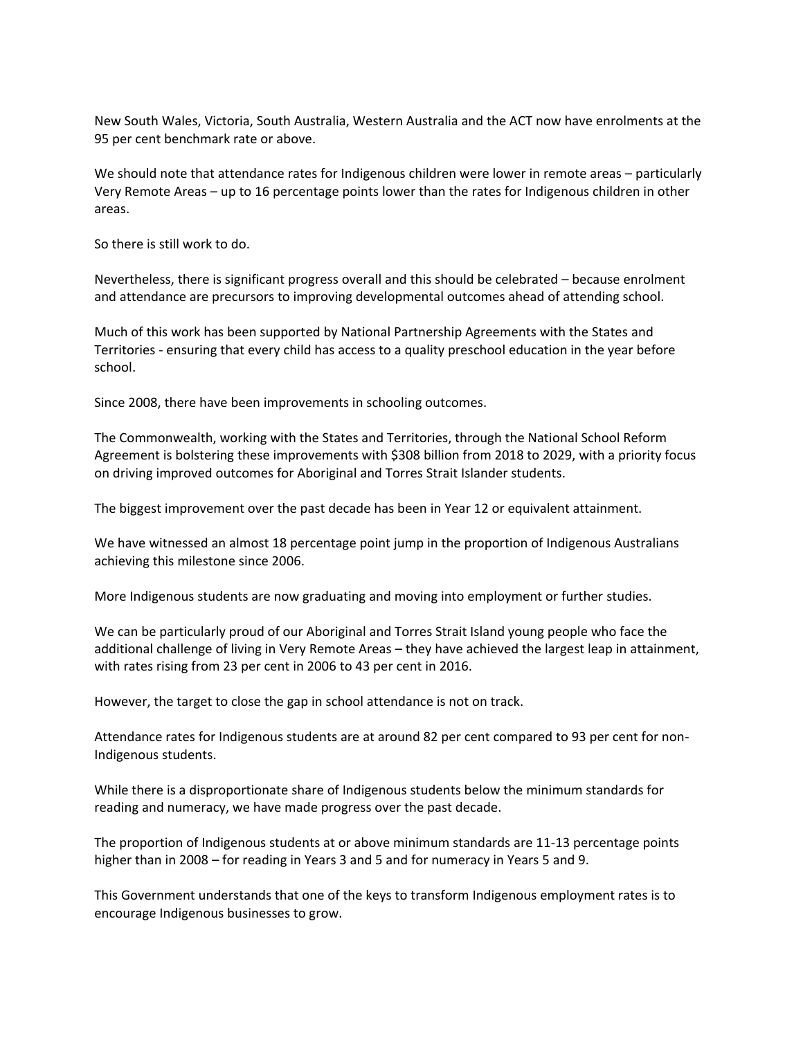New South Wales, Victoria, South Australia, Western Australia and the ACT now have enrolments at the 95 per cent benchmark rate or above.

We should note that attendance rates for Indigenous children were lower in remote areas – particularly Very Remote Areas – up to 16 percentage points lower than the rates for Indigenous children in other areas.

So there is still work to do.

Nevertheless, there is significant progress overall and this should be celebrated – because enrolment and attendance are precursors to improving developmental outcomes ahead of attending school.

Much of this work has been supported by National Partnership Agreements with the States and Territories - ensuring that every child has access to a quality preschool education in the year before school.

Since 2008, there have been improvements in schooling outcomes.

The Commonwealth, working with the States and Territories, through the National School Reform Agreement is bolstering these improvements with $308 billion from 2018 to 2029, with a priority focus on driving improved outcomes for Aboriginal and Torres Strait Islander students.

The biggest improvement over the past decade has been in Year 12 or equivalent attainment.

We have witnessed an almost 18 percentage point jump in the proportion of Indigenous Australians achieving this milestone since 2006.

More Indigenous students are now graduating and moving into employment or further studies.

We can be particularly proud of our Aboriginal and Torres Strait Island young people who face the additional challenge of living in Very Remote Areas – they have achieved the largest leap in attainment, with rates rising from 23 per cent in 2006 to 43 per cent in 2016.

However, the target to close the gap in school attendance is not on track.

Attendance rates for Indigenous students are at around 82 per cent compared to 93 per cent for non-Indigenous students.

While there is a disproportionate share of Indigenous students below the minimum standards for reading and numeracy, we have made progress over the past decade.

The proportion of Indigenous students at or above minimum standards are 11-13 percentage points higher than in 2008 – for reading in Years 3 and 5 and for numeracy in Years 5 and 9.

This Government understands that one of the keys to transform Indigenous employment rates is to encourage Indigenous businesses to grow.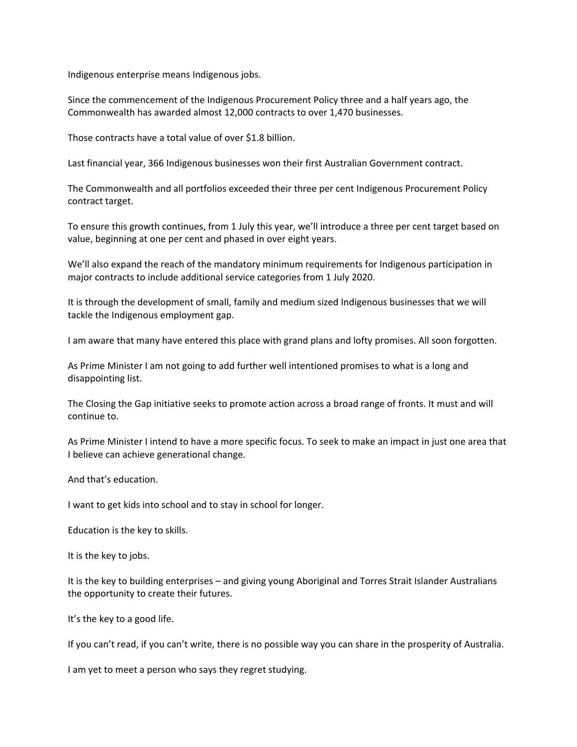Indigenous enterprise means Indigenous jobs.

Since the commencement of the Indigenous Procurement Policy three and a half years ago, the Commonwealth has awarded almost 12,000 contracts to over 1,470 businesses.

Those contracts have a total value of over $1.8 billion.

Last financial year, 366 Indigenous businesses won their first Australian Government contract.

The Commonwealth and all portfolios exceeded their three per cent Indigenous Procurement Policy contract target.

To ensure this growth continues, from 1 July this year, we'll introduce a three per cent target based on value, beginning at one per cent and phased in over eight years.

We'll also expand the reach of the mandatory minimum requirements for Indigenous participation in major contracts to include additional service categories from 1 July 2020.

It is through the development of small, family and medium sized Indigenous businesses that we will tackle the Indigenous employment gap.

I am aware that many have entered this place with grand plans and lofty promises. All soon forgotten.

As Prime Minister I am not going to add further well intentioned promises to what is a long and disappointing list.

The Closing the Gap initiative seeks to promote action across a broad range of fronts. It must and will continue to.

As Prime Minister I intend to have a more specific focus. To seek to make an impact in just one area that I believe can achieve generational change.

And that's education.

I want to get kids into school and to stay in school for longer.

Education is the key to skills.

It is the key to jobs.

It is the key to building enterprises – and giving young Aboriginal and Torres Strait Islander Australians the opportunity to create their futures.

It's the key to a good life.

If you can't read, if you can't write, there is no possible way you can share in the prosperity of Australia.

I am yet to meet a person who says they regret studying.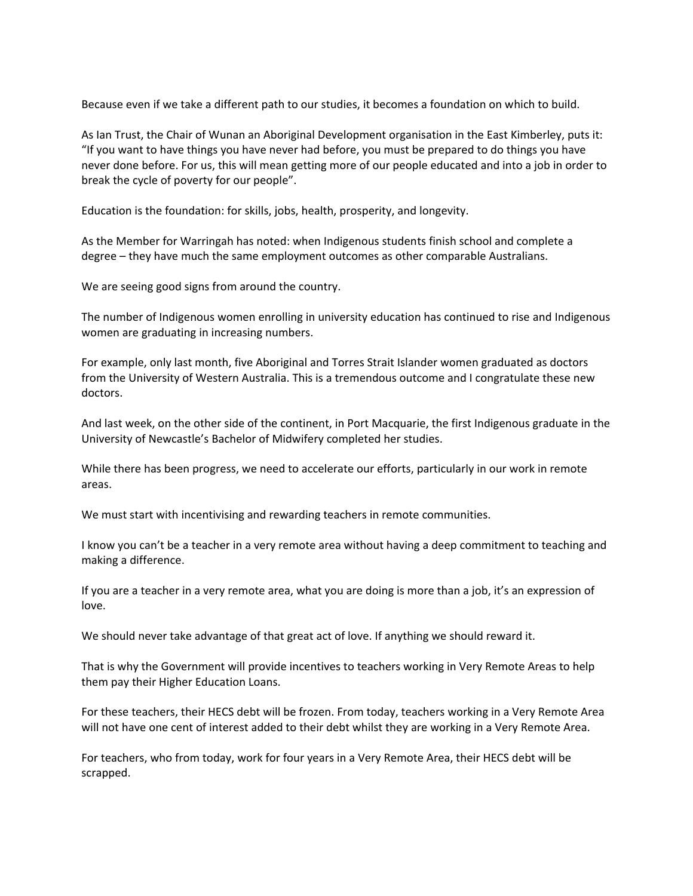Because even if we take a different path to our studies, it becomes a foundation on which to build.

As Ian Trust, the Chair of Wunan an Aboriginal Development organisation in the East Kimberley, puts it: "If you want to have things you have never had before, you must be prepared to do things you have never done before. For us, this will mean getting more of our people educated and into a job in order to break the cycle of poverty for our people".

Education is the foundation: for skills, jobs, health, prosperity, and longevity.

As the Member for Warringah has noted: when Indigenous students finish school and complete a degree – they have much the same employment outcomes as other comparable Australians.

We are seeing good signs from around the country.

The number of Indigenous women enrolling in university education has continued to rise and Indigenous women are graduating in increasing numbers.

For example, only last month, five Aboriginal and Torres Strait Islander women graduated as doctors from the University of Western Australia. This is a tremendous outcome and I congratulate these new doctors.

And last week, on the other side of the continent, in Port Macquarie, the first Indigenous graduate in the University of Newcastle's Bachelor of Midwifery completed her studies.

While there has been progress, we need to accelerate our efforts, particularly in our work in remote areas.

We must start with incentivising and rewarding teachers in remote communities.

I know you can't be a teacher in a very remote area without having a deep commitment to teaching and making a difference.

If you are a teacher in a very remote area, what you are doing is more than a job, it's an expression of love.

We should never take advantage of that great act of love. If anything we should reward it.

That is why the Government will provide incentives to teachers working in Very Remote Areas to help them pay their Higher Education Loans.

For these teachers, their HECS debt will be frozen. From today, teachers working in a Very Remote Area will not have one cent of interest added to their debt whilst they are working in a Very Remote Area.

For teachers, who from today, work for four years in a Very Remote Area, their HECS debt will be scrapped.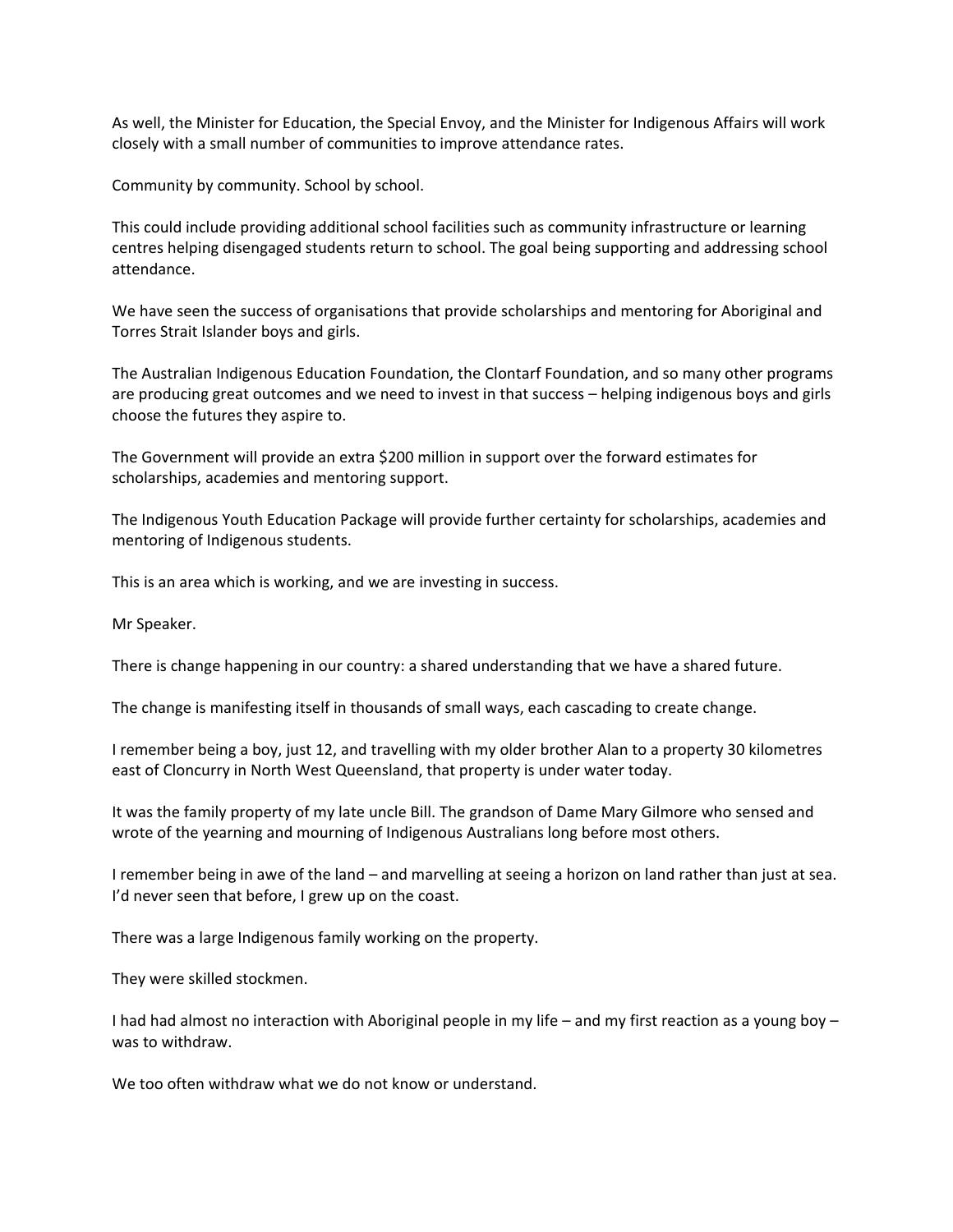As well, the Minister for Education, the Special Envoy, and the Minister for Indigenous Affairs will work closely with a small number of communities to improve attendance rates.

Community by community. School by school.

This could include providing additional school facilities such as community infrastructure or learning centres helping disengaged students return to school. The goal being supporting and addressing school attendance.

We have seen the success of organisations that provide scholarships and mentoring for Aboriginal and Torres Strait Islander boys and girls.

The Australian Indigenous Education Foundation, the Clontarf Foundation, and so many other programs are producing great outcomes and we need to invest in that success – helping indigenous boys and girls choose the futures they aspire to.

The Government will provide an extra $200 million in support over the forward estimates for scholarships, academies and mentoring support.

The Indigenous Youth Education Package will provide further certainty for scholarships, academies and mentoring of Indigenous students.

This is an area which is working, and we are investing in success.

Mr Speaker.

There is change happening in our country: a shared understanding that we have a shared future.

The change is manifesting itself in thousands of small ways, each cascading to create change.

I remember being a boy, just 12, and travelling with my older brother Alan to a property 30 kilometres east of Cloncurry in North West Queensland, that property is under water today.

It was the family property of my late uncle Bill. The grandson of Dame Mary Gilmore who sensed and wrote of the yearning and mourning of Indigenous Australians long before most others.

I remember being in awe of the land – and marvelling at seeing a horizon on land rather than just at sea. I'd never seen that before, I grew up on the coast.

There was a large Indigenous family working on the property.

They were skilled stockmen.

I had had almost no interaction with Aboriginal people in my life – and my first reaction as a young boy – was to withdraw.

We too often withdraw what we do not know or understand.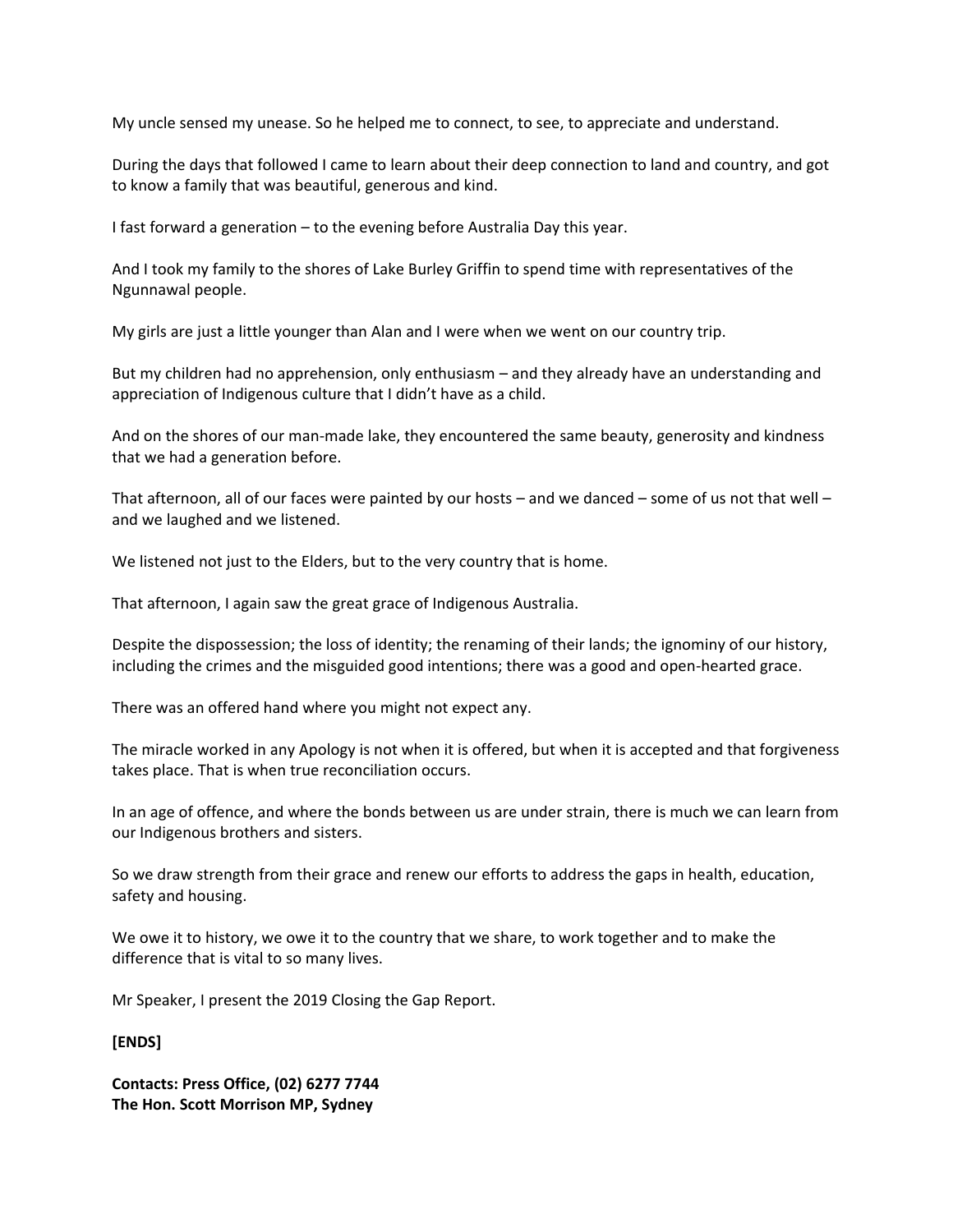My uncle sensed my unease. So he helped me to connect, to see, to appreciate and understand.

During the days that followed I came to learn about their deep connection to land and country, and got to know a family that was beautiful, generous and kind.

I fast forward a generation – to the evening before Australia Day this year.

And I took my family to the shores of Lake Burley Griffin to spend time with representatives of the Ngunnawal people.

My girls are just a little younger than Alan and I were when we went on our country trip.

But my children had no apprehension, only enthusiasm – and they already have an understanding and appreciation of Indigenous culture that I didn't have as a child.

And on the shores of our man-made lake, they encountered the same beauty, generosity and kindness that we had a generation before.

That afternoon, all of our faces were painted by our hosts – and we danced – some of us not that well – and we laughed and we listened.

We listened not just to the Elders, but to the very country that is home.

That afternoon, I again saw the great grace of Indigenous Australia.

Despite the dispossession; the loss of identity; the renaming of their lands; the ignominy of our history, including the crimes and the misguided good intentions; there was a good and open-hearted grace.

There was an offered hand where you might not expect any.

The miracle worked in any Apology is not when it is offered, but when it is accepted and that forgiveness takes place. That is when true reconciliation occurs.

In an age of offence, and where the bonds between us are under strain, there is much we can learn from our Indigenous brothers and sisters.

So we draw strength from their grace and renew our efforts to address the gaps in health, education, safety and housing.

We owe it to history, we owe it to the country that we share, to work together and to make the difference that is vital to so many lives.

Mr Speaker, I present the 2019 Closing the Gap Report.

**[ENDS]**

**Contacts: Press Office, (02) 6277 7744**
**The Hon. Scott Morrison MP, Sydney**